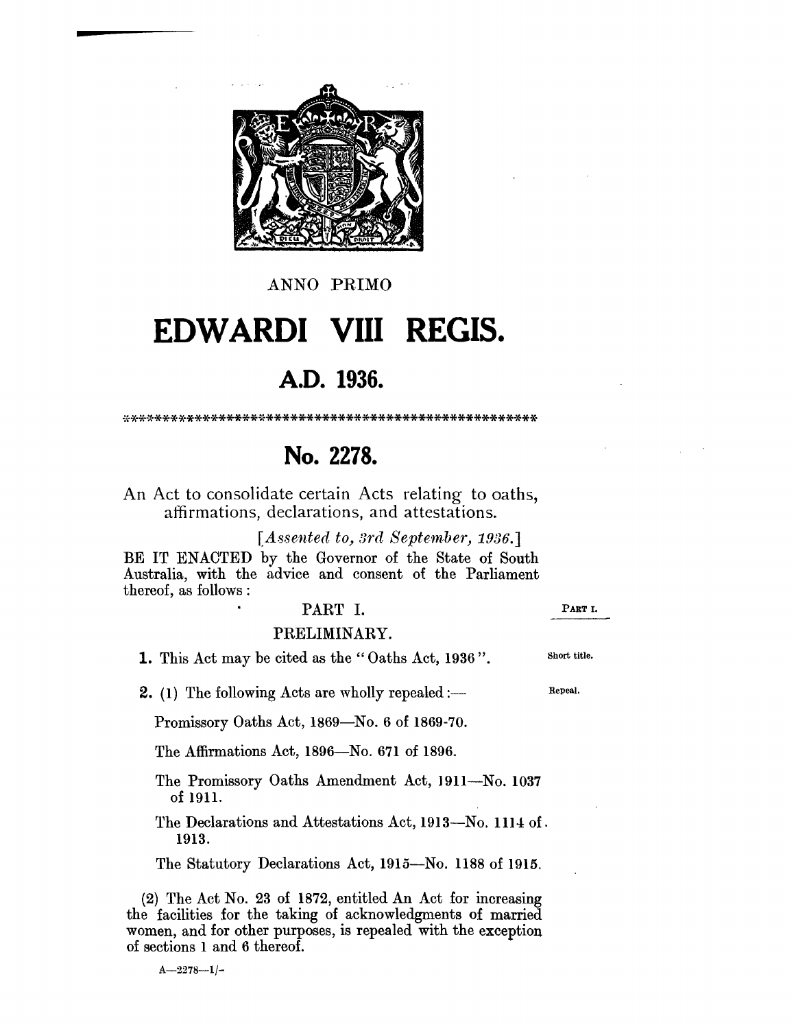ANNO PRIMO

# EDWARDI VIII REGIS.

## A.D. 1936.

\*\*\*\*\*\*\*\*\*\*\*\*\*\*\*\*\*\*\*\*\*\*\*\*\*\*\*\*\*\*\*\*\*\*\*\*\*\*\*\*\*\*\*\*\*\*\*\*\*\*\*\*\*\*\*

## No. 2278.

An Act to consolidate certain Acts relating to oaths, affirmations, declarations, and attestations.

*[Assented to, 3rd September, 1936.]*

BE IT ENACTED by the Governor of the State of South Australia, with the advice and consent of the Parliament thereof, as follows:

### PART I.

### PRELIMINARY.

*Short title.*

**1.** This Act may be cited as the "Oaths Act, 1936".

*Repeal.*

**2.** (1) The following Acts are wholly repealed:—

Promissory Oaths Act, 1869—No. 6 of 1869-70.

The Affirmations Act, 1896—No. 671 of 1896.

The Promissory Oaths Amendment Act, 1911—No. 1037 of 1911.

The Declarations and Attestations Act, 1913—No. 1114 of 1913.

The Statutory Declarations Act, 1915—No. 1188 of 1915.

(2) The Act No. 23 of 1872, entitled An Act for increasing the facilities for the taking of acknowledgments of married women, and for other purposes, is repealed with the exception of sections 1 and 6 thereof.

A—2278—1/-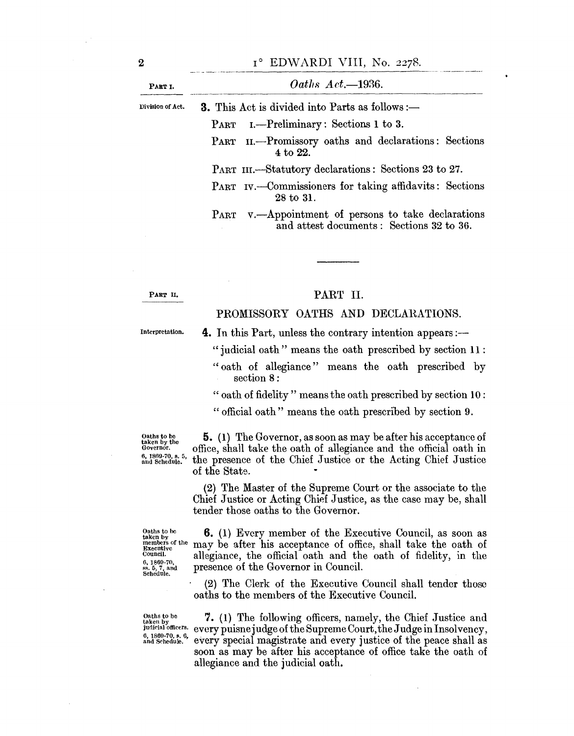PART I.

**Division of Act.** **3.** This Act is divided into Parts as follows:—

PART I.—Preliminary: Sections 1 to 3.

PART II.—Promissory oaths and declarations: Sections 4 to 22.

PART III.—Statutory declarations: Sections 23 to 27.

PART IV.—Commissioners for taking affidavits: Sections 28 to 31.

PART V.—Appointment of persons to take declarations and attest documents: Sections 32 to 36.

---

PART II.

## PART II.

## PROMISSORY OATHS AND DECLARATIONS.

**Interpretation.** **4.** In this Part, unless the contrary intention appears:—

"judicial oath" means the oath prescribed by section 11:

"oath of allegiance" means the oath prescribed by section 8:

"oath of fidelity" means the oath prescribed by section 10:

"official oath" means the oath prescribed by section 9.

**Oaths to be taken by the Governor.** 6, 1869-70, s. 5, and Schedule.

**5.** (1) The Governor, as soon as may be after his acceptance of office, shall take the oath of allegiance and the official oath in the presence of the Chief Justice or the Acting Chief Justice of the State.

(2) The Master of the Supreme Court or the associate to the Chief Justice or Acting Chief Justice, as the case may be, shall tender those oaths to the Governor.

**Oaths to be taken by members of the Executive Council.** 6, 1869-70, ss. 5, 7, and Schedule.

**6.** (1) Every member of the Executive Council, as soon as may be after his acceptance of office, shall take the oath of allegiance, the official oath and the oath of fidelity, in the presence of the Governor in Council.

(2) The Clerk of the Executive Council shall tender those oaths to the members of the Executive Council.

**Oaths to be taken by judicial officers.** 6, 1869-70, s. 6, and Schedule.

**7.** (1) The following officers, namely, the Chief Justice and every puisne judge of the Supreme Court, the Judge in Insolvency, every special magistrate and every justice of the peace shall as soon as may be after his acceptance of office take the oath of allegiance and the judicial oath.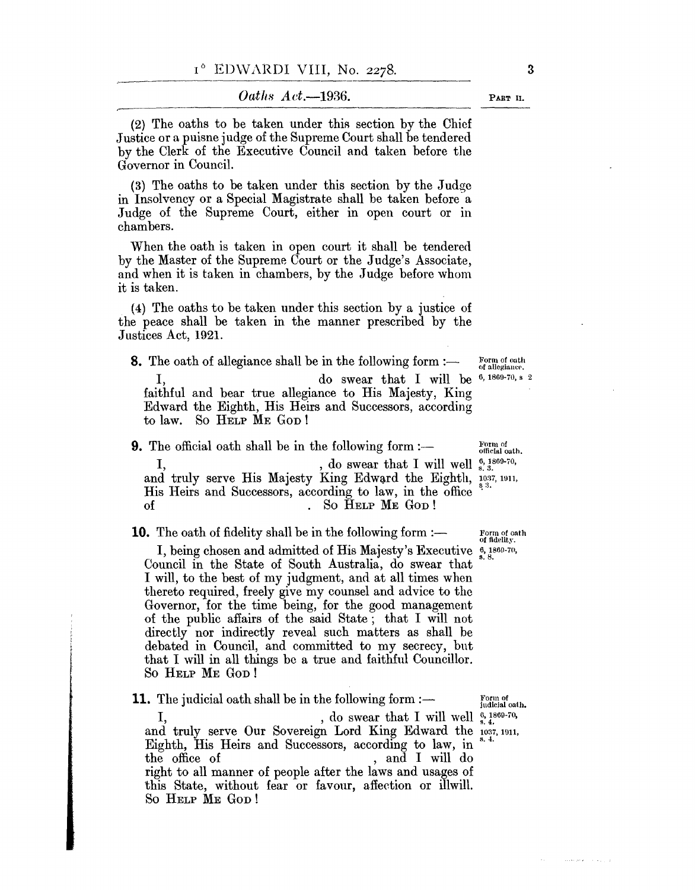(2) The oaths to be taken under this section by the Chief Justice or a puisne judge of the Supreme Court shall be tendered by the Clerk of the Executive Council and taken before the Governor in Council.

(3) The oaths to be taken under this section by the Judge in Insolvency or a Special Magistrate shall be taken before a Judge of the Supreme Court, either in open court or in chambers.

When the oath is taken in open court it shall be tendered by the Master of the Supreme Court or the Judge's Associate, and when it is taken in chambers, by the Judge before whom it is taken.

(4) The oaths to be taken under this section by a justice of the peace shall be taken in the manner prescribed by the Justices Act, 1921.

**8.** The oath of allegiance shall be in the following form :— *Form of oath of allegiance. 6, 1869-70, s. 2*

I, do swear that I will be faithful and bear true allegiance to His Majesty, King Edward the Eighth, His Heirs and Successors, according to law. So Help Me God!

**9.** The official oath shall be in the following form :— *Form of official oath. 6, 1869-70, s. 3. 1037, 1911, s. 3.*

I, , do swear that I will well and truly serve His Majesty King Edward the Eighth, His Heirs and Successors, according to law, in the office of . So Help Me God!

**10.** The oath of fidelity shall be in the following form :— *Form of oath of fidelity. 6, 1869-70, s. 8.*

I, being chosen and admitted of His Majesty's Executive Council in the State of South Australia, do swear that I will, to the best of my judgment, and at all times when thereto required, freely give my counsel and advice to the Governor, for the time being, for the good management of the public affairs of the said State; that I will not directly nor indirectly reveal such matters as shall be debated in Council, and committed to my secrecy, but that I will in all things be a true and faithful Councillor. So Help Me God!

**11.** The judicial oath shall be in the following form :— *Form of judicial oath. 6, 1869-70, s. 4. 1037, 1911, s. 4.*

I, , do swear that I will well and truly serve Our Sovereign Lord King Edward the Eighth, His Heirs and Successors, according to law, in the office of , and I will do right to all manner of people after the laws and usages of this State, without fear or favour, affection or illwill. So Help Me God!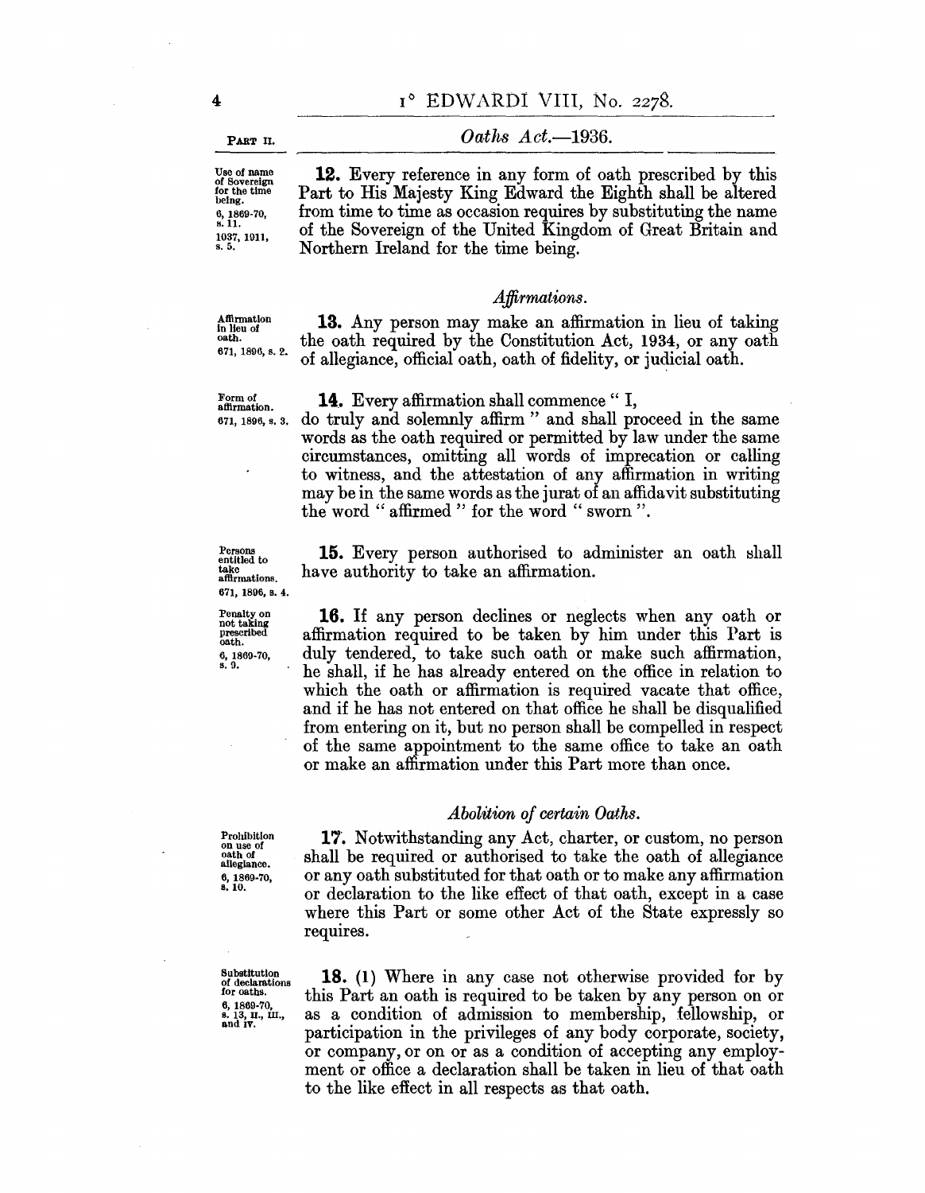PART II.

*Oaths Act.*—1936.

Use of name of Sovereign for the time being. 6, 1869-70, s. 11. 1037, 1911, s. 5.

**12.** Every reference in any form of oath prescribed by this Part to His Majesty King Edward the Eighth shall be altered from time to time as occasion requires by substituting the name of the Sovereign of the United Kingdom of Great Britain and Northern Ireland for the time being.

### *Affirmations.*

Affirmation in lieu of oath. 671, 1896, s. 2.

**13.** Any person may make an affirmation in lieu of taking the oath required by the Constitution Act, 1934, or any oath of allegiance, official oath, oath of fidelity, or judicial oath.

Form of affirmation. 671, 1896, s. 3.

**14.** Every affirmation shall commence " I, do truly and solemnly affirm " and shall proceed in the same words as the oath required or permitted by law under the same circumstances, omitting all words of imprecation or calling to witness, and the attestation of any affirmation in writing may be in the same words as the jurat of an affidavit substituting the word " affirmed " for the word " sworn ".

Persons entitled to take affirmations. 671, 1896, s. 4.

**15.** Every person authorised to administer an oath shall have authority to take an affirmation.

Penalty on not taking prescribed oath. 6, 1869-70, s. 9.

**16.** If any person declines or neglects when any oath or affirmation required to be taken by him under this Part is duly tendered, to take such oath or make such affirmation, he shall, if he has already entered on the office in relation to which the oath or affirmation is required vacate that office, and if he has not entered on that office he shall be disqualified from entering on it, but no person shall be compelled in respect of the same appointment to the same office to take an oath or make an affirmation under this Part more than once.

### *Abolition of certain Oaths.*

Prohibition on use of oath of allegiance. 6, 1869-70, s. 10.

**17.** Notwithstanding any Act, charter, or custom, no person shall be required or authorised to take the oath of allegiance or any oath substituted for that oath or to make any affirmation or declaration to the like effect of that oath, except in a case where this Part or some other Act of the State expressly so requires.

Substitution of declarations for oaths. 6, 1869-70, s. 13, II., III., and IV.

**18.** (1) Where in any case not otherwise provided for by this Part an oath is required to be taken by any person on or as a condition of admission to membership, fellowship, or participation in the privileges of any body corporate, society, or company, or on or as a condition of accepting any employment or office a declaration shall be taken in lieu of that oath to the like effect in all respects as that oath.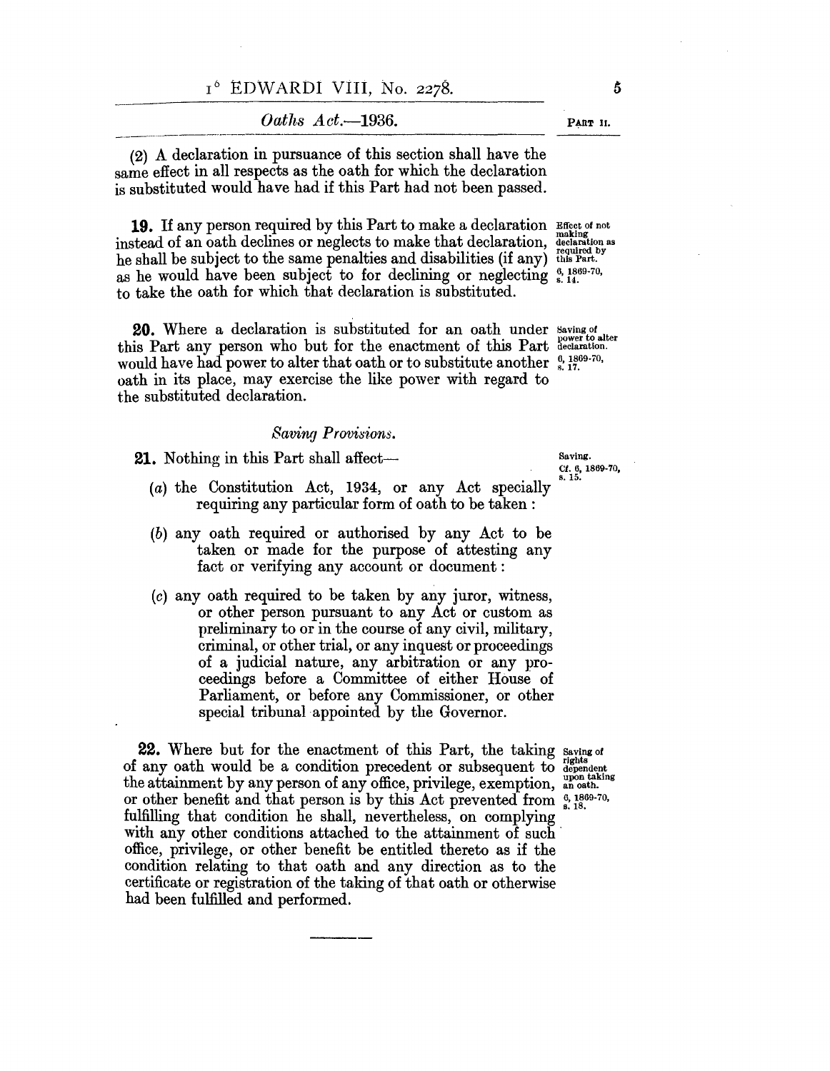(2) A declaration in pursuance of this section shall have the same effect in all respects as the oath for which the declaration is substituted would have had if this Part had not been passed.

Effect of not making declaration as required by this Part. 6, 1869-70, s. 14.

**19.** If any person required by this Part to make a declaration instead of an oath declines or neglects to make that declaration, he shall be subject to the same penalties and disabilities (if any) as he would have been subject to for declining or neglecting to take the oath for which that declaration is substituted.

Saving of power to alter declaration. 6, 1869-70, s. 17.

**20.** Where a declaration is substituted for an oath under this Part any person who but for the enactment of this Part would have had power to alter that oath or to substitute another oath in its place, may exercise the like power with regard to the substituted declaration.

### *Saving Provisions.*

Saving. Cf. 6, 1869-70, s. 15.

**21.** Nothing in this Part shall affect—

(*a*) the Constitution Act, 1934, or any Act specially requiring any particular form of oath to be taken :

(*b*) any oath required or authorised by any Act to be taken or made for the purpose of attesting any fact or verifying any account or document :

(*c*) any oath required to be taken by any juror, witness, or other person pursuant to any Act or custom as preliminary to or in the course of any civil, military, criminal, or other trial, or any inquest or proceedings of a judicial nature, any arbitration or any proceedings before a Committee of either House of Parliament, or before any Commissioner, or other special tribunal appointed by the Governor.

Saving of rights dependent upon taking an oath. 6, 1869-70, s. 18.

**22.** Where but for the enactment of this Part, the taking of any oath would be a condition precedent or subsequent to the attainment by any person of any office, privilege, exemption, or other benefit and that person is by this Act prevented from fulfilling that condition he shall, nevertheless, on complying with any other conditions attached to the attainment of such office, privilege, or other benefit be entitled thereto as if the condition relating to that oath and any direction as to the certificate or registration of the taking of that oath or otherwise had been fulfilled and performed.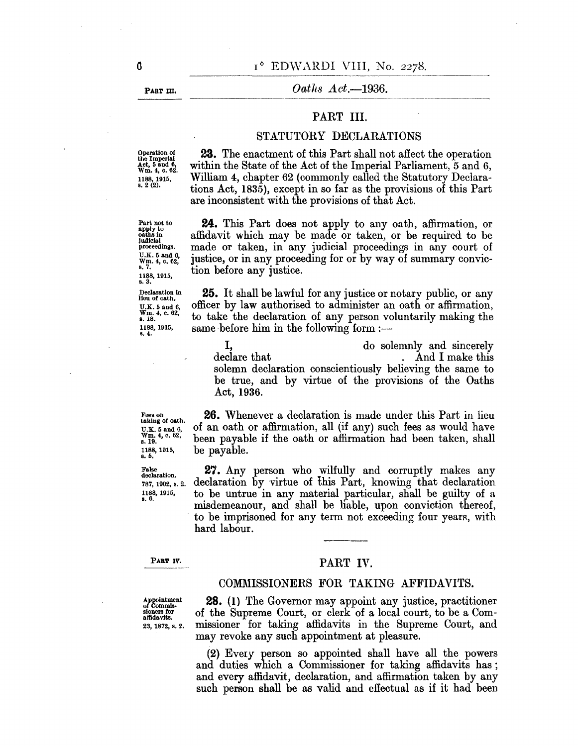## PART III.

### STATUTORY DECLARATIONS

Operation of the Imperial Act, 5 and 6, Wm. 4, c. 62. 1188, 1915, s. 2 (2).

**23.** The enactment of this Part shall not affect the operation within the State of the Act of the Imperial Parliament, 5 and 6, William 4, chapter 62 (commonly called the Statutory Declarations Act, 1835), except in so far as the provisions of this Part are inconsistent with the provisions of that Act.

Part not to apply to oaths in judicial proceedings. U.K. 5 and 6, Wm. 4, c. 62, s. 7. 1188, 1915, s. 3.

**24.** This Part does not apply to any oath, affirmation, or affidavit which may be made or taken, or be required to be made or taken, in any judicial proceedings in any court of justice, or in any proceeding for or by way of summary conviction before any justice.

Declaration in lieu of oath. U.K. 5 and 6, Wm. 4, c. 62, s. 18. 1188, 1915, s. 4.

**25.** It shall be lawful for any justice or notary public, or any officer by law authorised to administer an oath or affirmation, to take the declaration of any person voluntarily making the same before him in the following form:—

> I, do solemnly and sincerely declare that . And I make this solemn declaration conscientiously believing the same to be true, and by virtue of the provisions of the Oaths Act, 1936.

Fees on taking of oath. U.K. 5 and 6, Wm. 4, c. 62, s. 19. 1188, 1915, s. 5.

**26.** Whenever a declaration is made under this Part in lieu of an oath or affirmation, all (if any) such fees as would have been payable if the oath or affirmation had been taken, shall be payable.

False declaration. 787, 1902, s. 2. 1188, 1915, s. 6.

**27.** Any person who wilfully and corruptly makes any declaration by virtue of this Part, knowing that declaration to be untrue in any material particular, shall be guilty of a misdemeanour, and shall be liable, upon conviction thereof, to be imprisoned for any term not exceeding four years, with hard labour.

---

## PART IV.

### COMMISSIONERS FOR TAKING AFFIDAVITS.

Appointment of Commissioners for affidavits. 23, 1872, s. 2.

**28.** (1) The Governor may appoint any justice, practitioner of the Supreme Court, or clerk of a local court, to be a Commissioner for taking affidavits in the Supreme Court, and may revoke any such appointment at pleasure.

(2) Every person so appointed shall have all the powers and duties which a Commissioner for taking affidavits has; and every affidavit, declaration, and affirmation taken by any such person shall be as valid and effectual as if it had been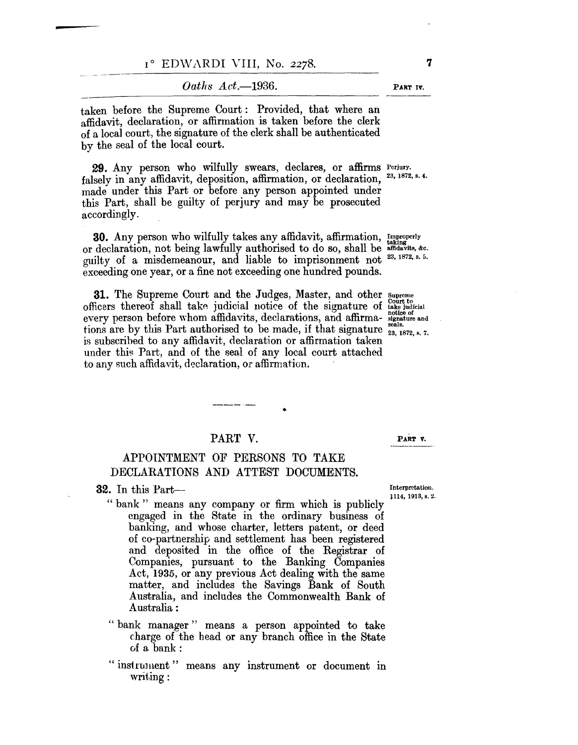taken before the Supreme Court: Provided, that where an affidavit, declaration, or affirmation is taken before the clerk of a local court, the signature of the clerk shall be authenticated by the seal of the local court.

Perjury.
23, 1872, s. 4.

**29.** Any person who wilfully swears, declares, or affirms falsely in any affidavit, deposition, affirmation, or declaration, made under this Part or before any person appointed under this Part, shall be guilty of perjury and may be prosecuted accordingly.

Improperly taking affidavits, &c.
23, 1872, s. 5.

**30.** Any person who wilfully takes any affidavit, affirmation, or declaration, not being lawfully authorised to do so, shall be guilty of a misdemeanour, and liable to imprisonment not exceeding one year, or a fine not exceeding one hundred pounds.

Supreme Court to take judicial notice of signature and seals.
23, 1872, s. 7.

**31.** The Supreme Court and the Judges, Master, and other officers thereof shall take judicial notice of the signature of every person before whom affidavits, declarations, and affirmations are by this Part authorised to be made, if that signature is subscribed to any affidavit, declaration or affirmation taken under this Part, and of the seal of any local court attached to any such affidavit, declaration, or affirmation.

---

## PART V.

### APPOINTMENT OF PERSONS TO TAKE DECLARATIONS AND ATTEST DOCUMENTS.

Interpretation.
1114, 1913, s. 2.

**32.** In this Part—

"bank" means any company or firm which is publicly engaged in the State in the ordinary business of banking, and whose charter, letters patent, or deed of co-partnership and settlement has been registered and deposited in the office of the Registrar of Companies, pursuant to the Banking Companies Act, 1935, or any previous Act dealing with the same matter, and includes the Savings Bank of South Australia, and includes the Commonwealth Bank of Australia:

"bank manager" means a person appointed to take charge of the head or any branch office in the State of a bank:

"instrument" means any instrument or document in writing: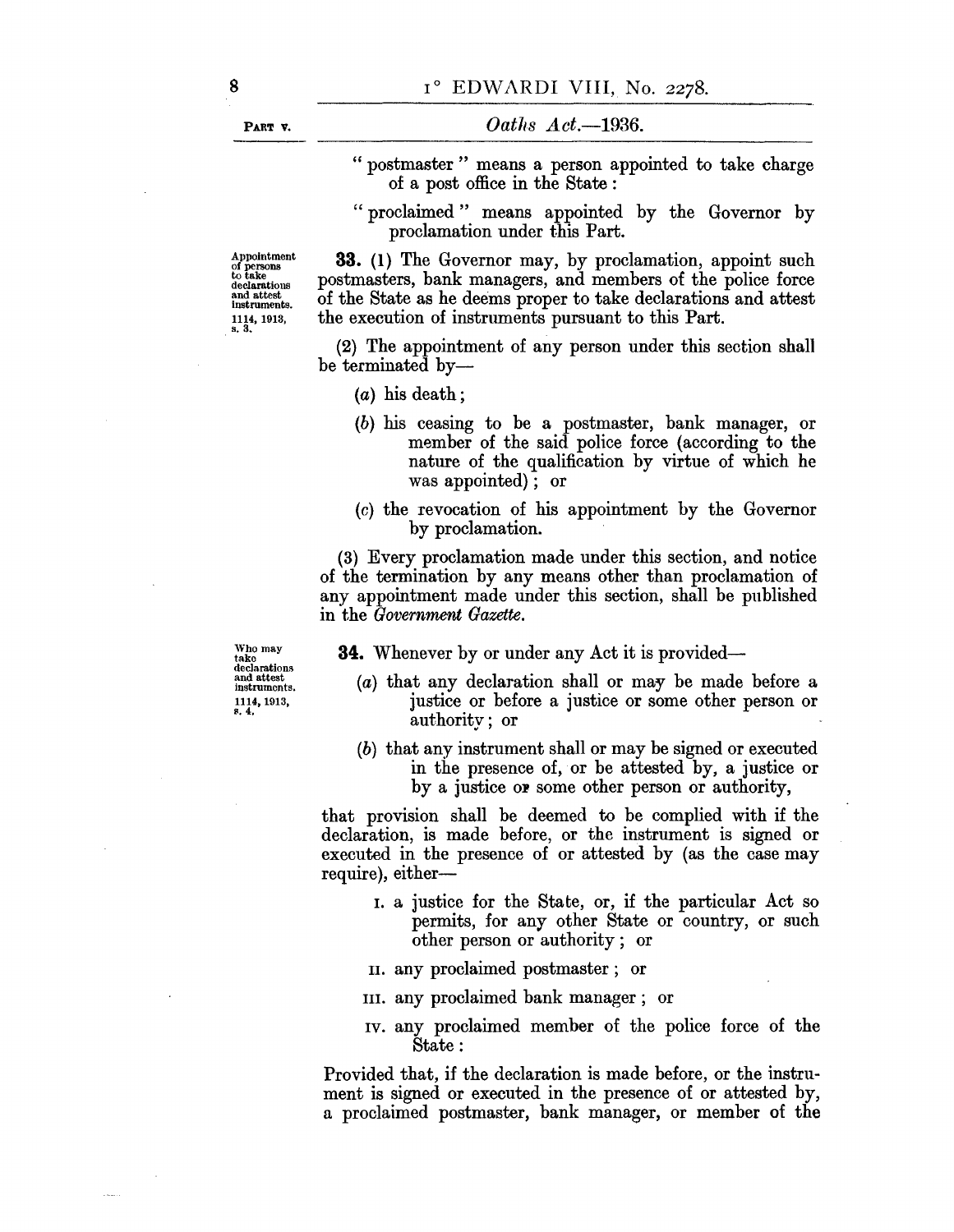"postmaster" means a person appointed to take charge of a post office in the State:

"proclaimed" means appointed by the Governor by proclamation under this Part.

Appointment of persons to take declarations and attest instruments. 1114, 1913, s. 3.

**33.** (1) The Governor may, by proclamation, appoint such postmasters, bank managers, and members of the police force of the State as he deems proper to take declarations and attest the execution of instruments pursuant to this Part.

(2) The appointment of any person under this section shall be terminated by—

(*a*) his death;

(*b*) his ceasing to be a postmaster, bank manager, or member of the said police force (according to the nature of the qualification by virtue of which he was appointed); or

(*c*) the revocation of his appointment by the Governor by proclamation.

(3) Every proclamation made under this section, and notice of the termination by any means other than proclamation of any appointment made under this section, shall be published in the *Government Gazette*.

Who may take declarations and attest instruments. 1114, 1913, s. 4.

**34.** Whenever by or under any Act it is provided—

(*a*) that any declaration shall or may be made before a justice or before a justice or some other person or authority; or

(*b*) that any instrument shall or may be signed or executed in the presence of, or be attested by, a justice or by a justice or some other person or authority,

that provision shall be deemed to be complied with if the declaration, is made before, or the instrument is signed or executed in the presence of or attested by (as the case may require), either—

I. a justice for the State, or, if the particular Act so permits, for any other State or country, or such other person or authority; or

II. any proclaimed postmaster; or

III. any proclaimed bank manager; or

IV. any proclaimed member of the police force of the State:

Provided that, if the declaration is made before, or the instrument is signed or executed in the presence of or attested by, a proclaimed postmaster, bank manager, or member of the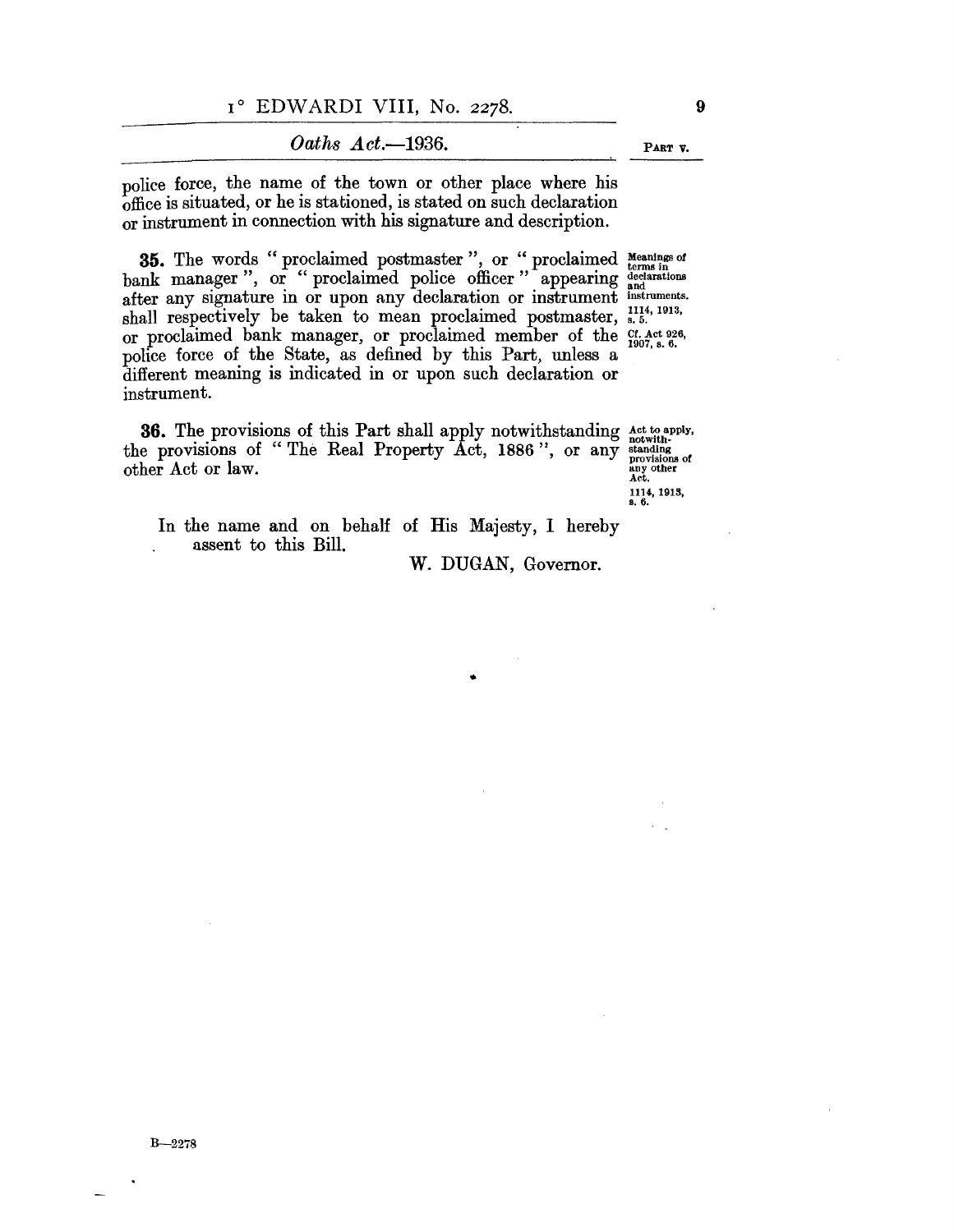police force, the name of the town or other place where his office is situated, or he is stationed, is stated on such declaration or instrument in connection with his signature and description.

**35.** The words "proclaimed postmaster", or "proclaimed bank manager", or "proclaimed police officer" appearing after any signature in or upon any declaration or instrument shall respectively be taken to mean proclaimed postmaster, or proclaimed bank manager, or proclaimed member of the police force of the State, as defined by this Part, unless a different meaning is indicated in or upon such declaration or instrument.

*Meanings of terms in declarations and instruments. 1114, 1913, s. 5. Cf. Act 926, 1907, s. 6.*

**36.** The provisions of this Part shall apply notwithstanding the provisions of "The Real Property Act, 1886", or any other Act or law.

*Act to apply, notwithstanding provisions of any other Act. 1114, 1913, s. 6.*

In the name and on behalf of His Majesty, I hereby assent to this Bill.

W. DUGAN, Governor.

B—2278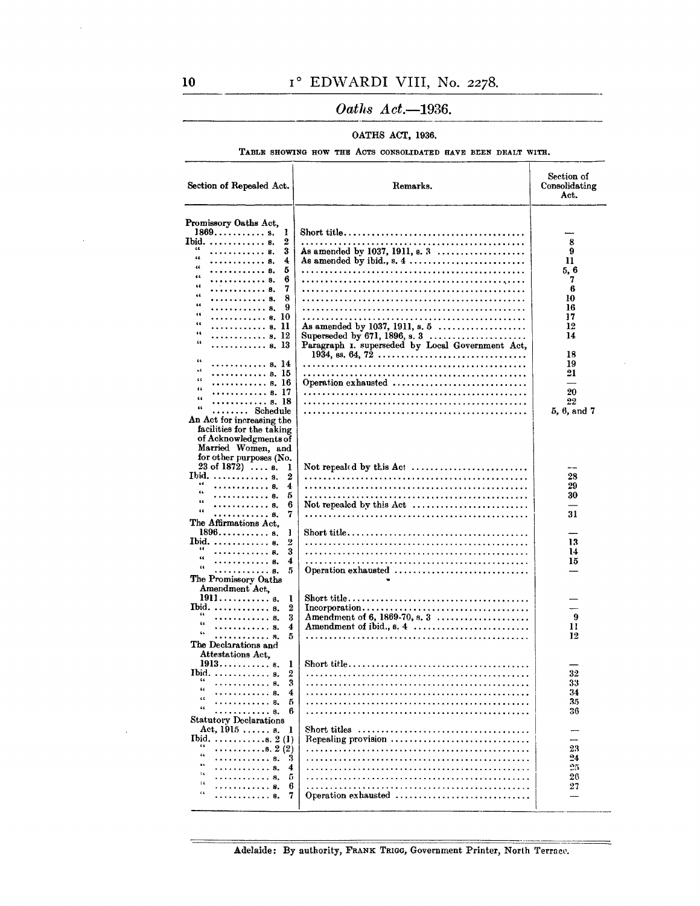## Oaths Act.—1936.

OATHS ACT, 1936.

TABLE SHOWING HOW THE ACTS CONSOLIDATED HAVE BEEN DEALT WITH.

| Section of Repealed Act. | Remarks. | Section of Consolidating Act. |
|---|---|---|
| Promissory Oaths Act, 1869........... s. 1 | Short title...................................... | — |
| Ibid. ............ s. 2 | ................................................ | 8 |
| " ............ s. 3 | As amended by 1037, 1911, s. 3 .................. | 9 |
| " ............ s. 4 | As amended by ibid., s. 4 ......................... | 11 |
| " ............ s. 5 | ................................................ | 5, 6 |
| " ............ s. 6 | ................................................ | 7 |
| " ............ s. 7 | ................................................ | 6 |
| " ............ s. 8 | ................................................ | 10 |
| " ............ s. 9 | ................................................ | 16 |
| " ............ s. 10 | ................................................ | 17 |
| " ............ s. 11 | As amended by 1037, 1911, s. 5 .................. | 12 |
| " ............ s. 12 | Superseded by 671, 1896, s. 3 ..................... | 14 |
| " ............ s. 13 | Paragraph I. superseded by Local Government Act, 1934, ss. 64, 72 ................................ | 18 |
| " ............ s. 14 | ................................................ | 19 |
| " ............ s. 15 | ................................................ | 21 |
| " ............ s. 16 | Operation exhausted ............................. | — |
| " ............ s. 17 | ................................................ | 20 |
| " ............ s. 18 | ................................................ | 22 |
| " ........ Schedule | ................................................ | 5, 6, and 7 |
| An Act for increasing the facilities for the taking of Acknowledgments of Married Women, and for other purposes (No. 23 of 1872) .... s. 1 | Not repealed by this Act ......................... | — |
| Ibid. ............ s. 2 | ................................................ | 28 |
| " ............ s. 4 | ................................................ | 29 |
| " ............ s. 5 | ................................................ | 30 |
| " ............ s. 6 | Not repealed by this Act ......................... | — |
| " ............ s. 7 | ................................................ | 31 |
| The Affirmations Act, 1896........... s. 1 | Short title...................................... | — |
| Ibid. ............ s. 2 | ................................................ | 13 |
| " ............ s. 3 | ................................................ | 14 |
| " ............ s. 4 | ................................................ | 15 |
| " ............ s. 5 | Operation exhausted ............................. | — |
| The Promissory Oaths Amendment Act, 1911........... s. 1 | Short title...................................... | — |
| Ibid. ............ s. 2 | Incorporation.................................... | — |
| " ............ s. 3 | Amendment of 6, 1869-70, s. 3 .................... | 9 |
| " ............ s. 4 | Amendment of ibid., s. 4 ......................... | 11 |
| " ............ s. 5 | ................................................ | 12 |
| The Declarations and Attestations Act, 1913........... s. 1 | Short title...................................... | — |
| Ibid. ............ s. 2 | ................................................ | 32 |
| " ............ s. 3 | ................................................ | 33 |
| " ............ s. 4 | ................................................ | 34 |
| " ............ s. 5 | ................................................ | 35 |
| " ............ s. 6 | ................................................ | 36 |
| Statutory Declarations Act, 1915 ...... s. 1 | Short titles .................................... | — |
| Ibid. ...........s. 2 (1) | Repealing provision ............................. | — |
| " ...........s. 2 (2) | ................................................ | 23 |
| " ............ s. 3 | ................................................ | 24 |
| " ............ s. 4 | ................................................ | 25 |
| " ............ s. 5 | ................................................ | 26 |
| " ............ s. 6 | ................................................ | 27 |
| " ............ s. 7 | Operation exhausted ............................. | — |

Adelaide: By authority, FRANK TRIGG, Government Printer, North Terrace.